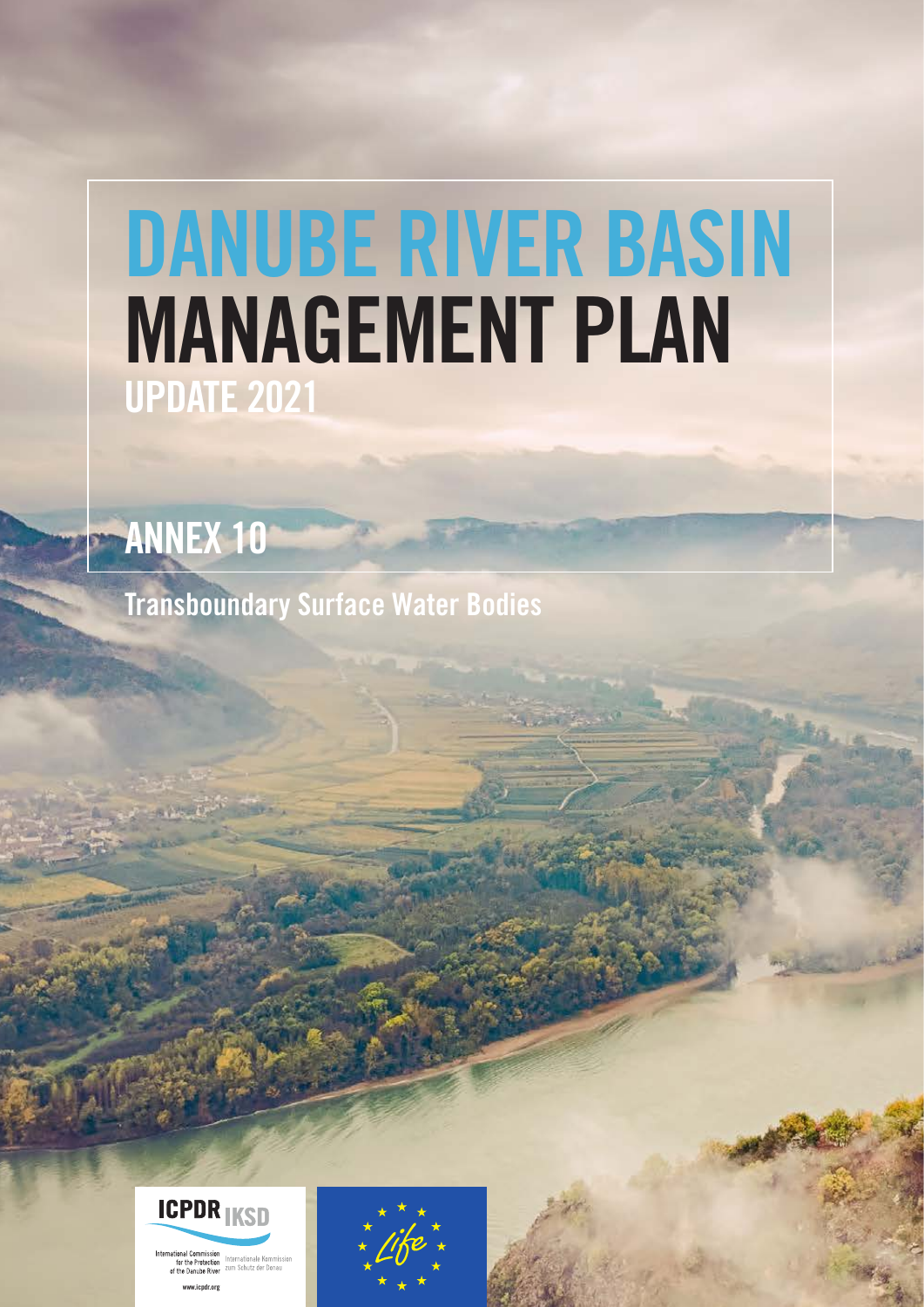# DANUBE RIVER BASIN MANAGEMENT PLAN

## UPDATE 2021

## ANNEX 10

Transboundary Surface Water Bodies

ICPDR IKSD

International Commission for the Protection of the Danube River

Internationale Kommission zum Schutz der Donau

www.icpdr.org

Life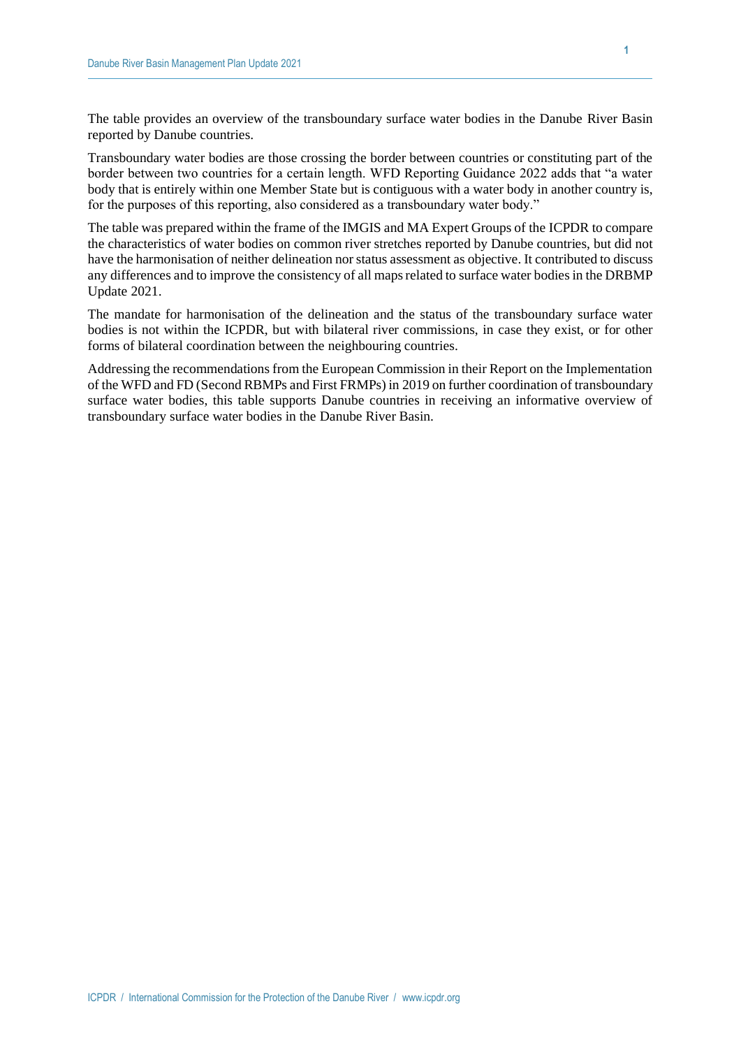The table provides an overview of the transboundary surface water bodies in the Danube River Basin reported by Danube countries.

Transboundary water bodies are those crossing the border between countries or constituting part of the border between two countries for a certain length. WFD Reporting Guidance 2022 adds that "a water body that is entirely within one Member State but is contiguous with a water body in another country is, for the purposes of this reporting, also considered as a transboundary water body."

The table was prepared within the frame of the IMGIS and MA Expert Groups of the ICPDR to compare the characteristics of water bodies on common river stretches reported by Danube countries, but did not have the harmonisation of neither delineation nor status assessment as objective. It contributed to discuss any differences and to improve the consistency of all maps related to surface water bodies in the DRBMP Update 2021.

The mandate for harmonisation of the delineation and the status of the transboundary surface water bodies is not within the ICPDR, but with bilateral river commissions, in case they exist, or for other forms of bilateral coordination between the neighbouring countries.

Addressing the recommendations from the European Commission in their Report on the Implementation of the WFD and FD (Second RBMPs and First FRMPs) in 2019 on further coordination of transboundary surface water bodies, this table supports Danube countries in receiving an informative overview of transboundary surface water bodies in the Danube River Basin.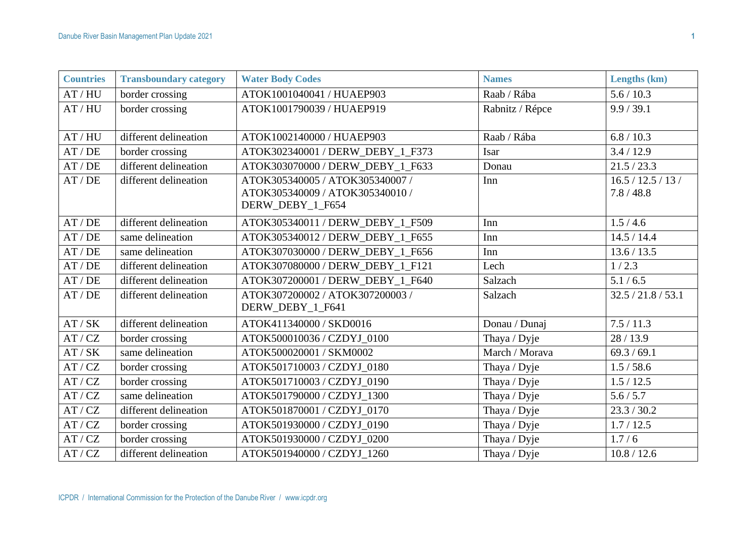| Countries | Transboundary category | Water Body Codes | Names | Lengths (km) |
|---|---|---|---|---|
| AT / HU | border crossing | ATOK1001040041 / HUAEP903 | Raab / Rába | 5.6 / 10.3 |
| AT / HU | border crossing | ATOK1001790039 / HUAEP919 | Rabnitz / Répce | 9.9 / 39.1 |
| AT / HU | different delineation | ATOK1002140000 / HUAEP903 | Raab / Rába | 6.8 / 10.3 |
| AT / DE | border crossing | ATOK302340001 / DERW_DEBY_1_F373 | Isar | 3.4 / 12.9 |
| AT / DE | different delineation | ATOK303070000 / DERW_DEBY_1_F633 | Donau | 21.5 / 23.3 |
| AT / DE | different delineation | ATOK305340005 / ATOK305340007 / ATOK305340009 / ATOK305340010 / DERW_DEBY_1_F654 | Inn | 16.5 / 12.5 / 13 / 7.8 / 48.8 |
| AT / DE | different delineation | ATOK305340011 / DERW_DEBY_1_F509 | Inn | 1.5 / 4.6 |
| AT / DE | same delineation | ATOK305340012 / DERW_DEBY_1_F655 | Inn | 14.5 / 14.4 |
| AT / DE | same delineation | ATOK307030000 / DERW_DEBY_1_F656 | Inn | 13.6 / 13.5 |
| AT / DE | different delineation | ATOK307080000 / DERW_DEBY_1_F121 | Lech | 1 / 2.3 |
| AT / DE | different delineation | ATOK307200001 / DERW_DEBY_1_F640 | Salzach | 5.1 / 6.5 |
| AT / DE | different delineation | ATOK307200002 / ATOK307200003 / DERW_DEBY_1_F641 | Salzach | 32.5 / 21.8 / 53.1 |
| AT / SK | different delineation | ATOK411340000 / SKD0016 | Donau / Dunaj | 7.5 / 11.3 |
| AT / CZ | border crossing | ATOK500010036 / CZDYJ_0100 | Thaya / Dyje | 28 / 13.9 |
| AT / SK | same delineation | ATOK500020001 / SKM0002 | March / Morava | 69.3 / 69.1 |
| AT / CZ | border crossing | ATOK501710003 / CZDYJ_0180 | Thaya / Dyje | 1.5 / 58.6 |
| AT / CZ | border crossing | ATOK501710003 / CZDYJ_0190 | Thaya / Dyje | 1.5 / 12.5 |
| AT / CZ | same delineation | ATOK501790000 / CZDYJ_1300 | Thaya / Dyje | 5.6 / 5.7 |
| AT / CZ | different delineation | ATOK501870001 / CZDYJ_0170 | Thaya / Dyje | 23.3 / 30.2 |
| AT / CZ | border crossing | ATOK501930000 / CZDYJ_0190 | Thaya / Dyje | 1.7 / 12.5 |
| AT / CZ | border crossing | ATOK501930000 / CZDYJ_0200 | Thaya / Dyje | 1.7 / 6 |
| AT / CZ | different delineation | ATOK501940000 / CZDYJ_1260 | Thaya / Dyje | 10.8 / 12.6 |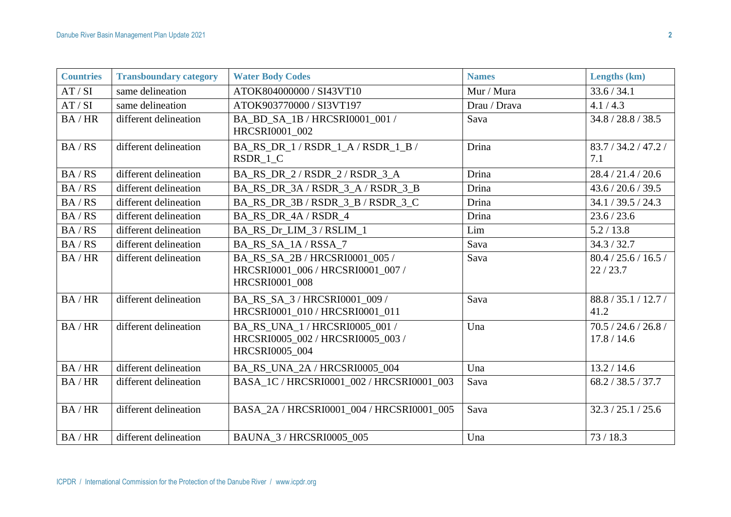| Countries | Transboundary category | Water Body Codes | Names | Lengths (km) |
|---|---|---|---|---|
| AT / SI | same delineation | ATOK804000000 / SI43VT10 | Mur / Mura | 33.6 / 34.1 |
| AT / SI | same delineation | ATOK903770000 / SI3VT197 | Drau / Drava | 4.1 / 4.3 |
| BA / HR | different delineation | BA_BD_SA_1B / HRCSRI0001_001 / HRCSRI0001_002 | Sava | 34.8 / 28.8 / 38.5 |
| BA / RS | different delineation | BA_RS_DR_1 / RSDR_1_A / RSDR_1_B / RSDR_1_C | Drina | 83.7 / 34.2 / 47.2 / 7.1 |
| BA / RS | different delineation | BA_RS_DR_2 / RSDR_2 / RSDR_3_A | Drina | 28.4 / 21.4 / 20.6 |
| BA / RS | different delineation | BA_RS_DR_3A / RSDR_3_A / RSDR_3_B | Drina | 43.6 / 20.6 / 39.5 |
| BA / RS | different delineation | BA_RS_DR_3B / RSDR_3_B / RSDR_3_C | Drina | 34.1 / 39.5 / 24.3 |
| BA / RS | different delineation | BA_RS_DR_4A / RSDR_4 | Drina | 23.6 / 23.6 |
| BA / RS | different delineation | BA_RS_Dr_LIM_3 / RSLIM_1 | Lim | 5.2 / 13.8 |
| BA / RS | different delineation | BA_RS_SA_1A / RSSA_7 | Sava | 34.3 / 32.7 |
| BA / HR | different delineation | BA_RS_SA_2B / HRCSRI0001_005 / HRCSRI0001_006 / HRCSRI0001_007 / HRCSRI0001_008 | Sava | 80.4 / 25.6 / 16.5 / 22 / 23.7 |
| BA / HR | different delineation | BA_RS_SA_3 / HRCSRI0001_009 / HRCSRI0001_010 / HRCSRI0001_011 | Sava | 88.8 / 35.1 / 12.7 / 41.2 |
| BA / HR | different delineation | BA_RS_UNA_1 / HRCSRI0005_001 / HRCSRI0005_002 / HRCSRI0005_003 / HRCSRI0005_004 | Una | 70.5 / 24.6 / 26.8 / 17.8 / 14.6 |
| BA / HR | different delineation | BA_RS_UNA_2A / HRCSRI0005_004 | Una | 13.2 / 14.6 |
| BA / HR | different delineation | BASA_1C / HRCSRI0001_002 / HRCSRI0001_003 | Sava | 68.2 / 38.5 / 37.7 |
| BA / HR | different delineation | BASA_2A / HRCSRI0001_004 / HRCSRI0001_005 | Sava | 32.3 / 25.1 / 25.6 |
| BA / HR | different delineation | BAUNA_3 / HRCSRI0005_005 | Una | 73 / 18.3 |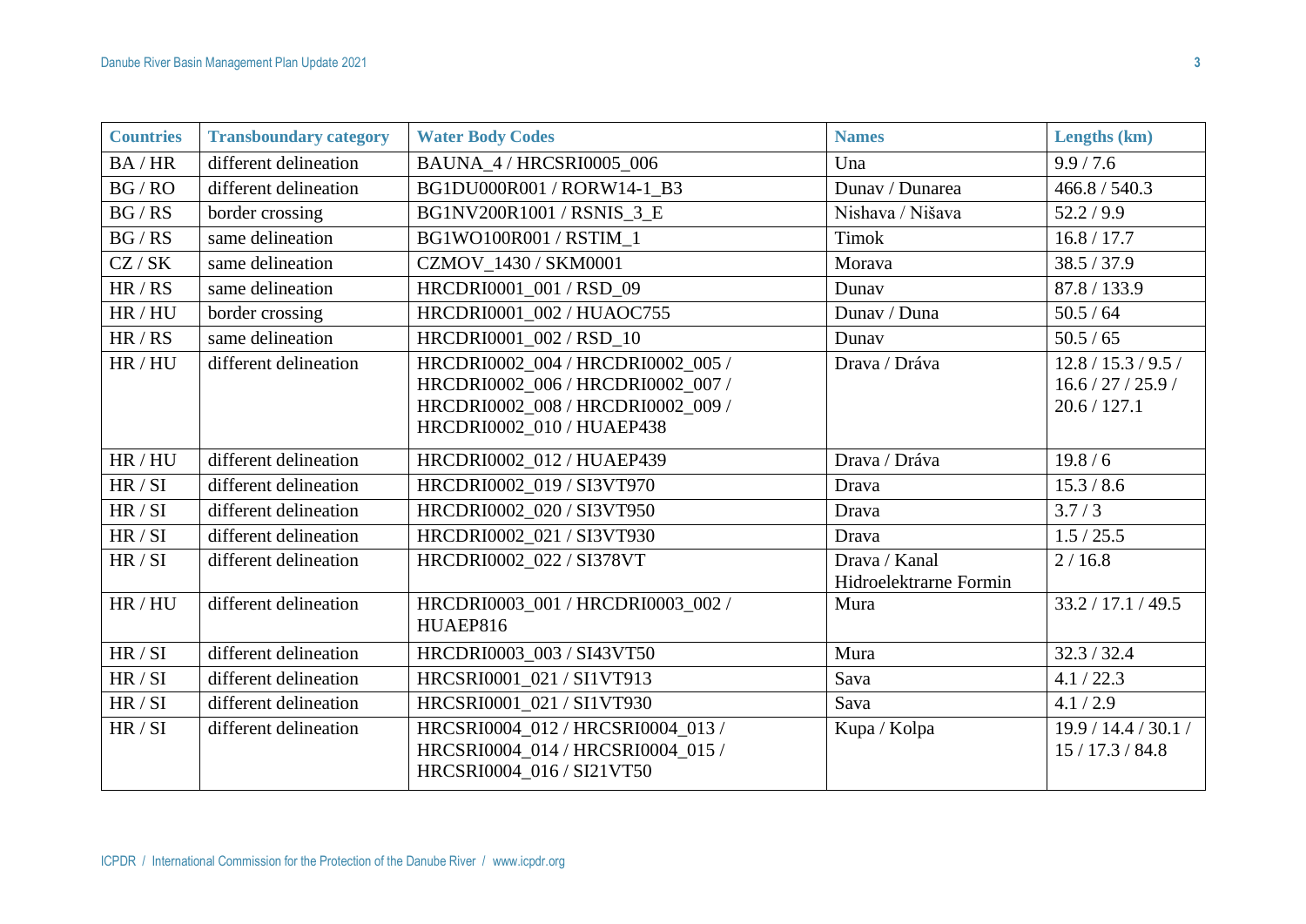| Countries | Transboundary category | Water Body Codes | Names | Lengths (km) |
|---|---|---|---|---|
| BA / HR | different delineation | BAUNA_4 / HRCSRI0005_006 | Una | 9.9 / 7.6 |
| BG / RO | different delineation | BG1DU000R001 / RORW14-1_B3 | Dunav / Dunarea | 466.8 / 540.3 |
| BG / RS | border crossing | BG1NV200R1001 / RSNIS_3_E | Nishava / Nišava | 52.2 / 9.9 |
| BG / RS | same delineation | BG1WO100R001 / RSTIM_1 | Timok | 16.8 / 17.7 |
| CZ / SK | same delineation | CZMOV_1430 / SKM0001 | Morava | 38.5 / 37.9 |
| HR / RS | same delineation | HRCDRI0001_001 / RSD_09 | Dunav | 87.8 / 133.9 |
| HR / HU | border crossing | HRCDRI0001_002 / HUAOC755 | Dunav / Duna | 50.5 / 64 |
| HR / RS | same delineation | HRCDRI0001_002 / RSD_10 | Dunav | 50.5 / 65 |
| HR / HU | different delineation | HRCDRI0002_004 / HRCDRI0002_005 / HRCDRI0002_006 / HRCDRI0002_007 / HRCDRI0002_008 / HRCDRI0002_009 / HRCDRI0002_010 / HUAEP438 | Drava / Dráva | 12.8 / 15.3 / 9.5 / 16.6 / 27 / 25.9 / 20.6 / 127.1 |
| HR / HU | different delineation | HRCDRI0002_012 / HUAEP439 | Drava / Dráva | 19.8 / 6 |
| HR / SI | different delineation | HRCDRI0002_019 / SI3VT970 | Drava | 15.3 / 8.6 |
| HR / SI | different delineation | HRCDRI0002_020 / SI3VT950 | Drava | 3.7 / 3 |
| HR / SI | different delineation | HRCDRI0002_021 / SI3VT930 | Drava | 1.5 / 25.5 |
| HR / SI | different delineation | HRCDRI0002_022 / SI378VT | Drava / Kanal Hidroelektrarne Formin | 2 / 16.8 |
| HR / HU | different delineation | HRCDRI0003_001 / HRCDRI0003_002 / HUAEP816 | Mura | 33.2 / 17.1 / 49.5 |
| HR / SI | different delineation | HRCDRI0003_003 / SI43VT50 | Mura | 32.3 / 32.4 |
| HR / SI | different delineation | HRCSRI0001_021 / SI1VT913 | Sava | 4.1 / 22.3 |
| HR / SI | different delineation | HRCSRI0001_021 / SI1VT930 | Sava | 4.1 / 2.9 |
| HR / SI | different delineation | HRCSRI0004_012 / HRCSRI0004_013 / HRCSRI0004_014 / HRCSRI0004_015 / HRCSRI0004_016 / SI21VT50 | Kupa / Kolpa | 19.9 / 14.4 / 30.1 / 15 / 17.3 / 84.8 |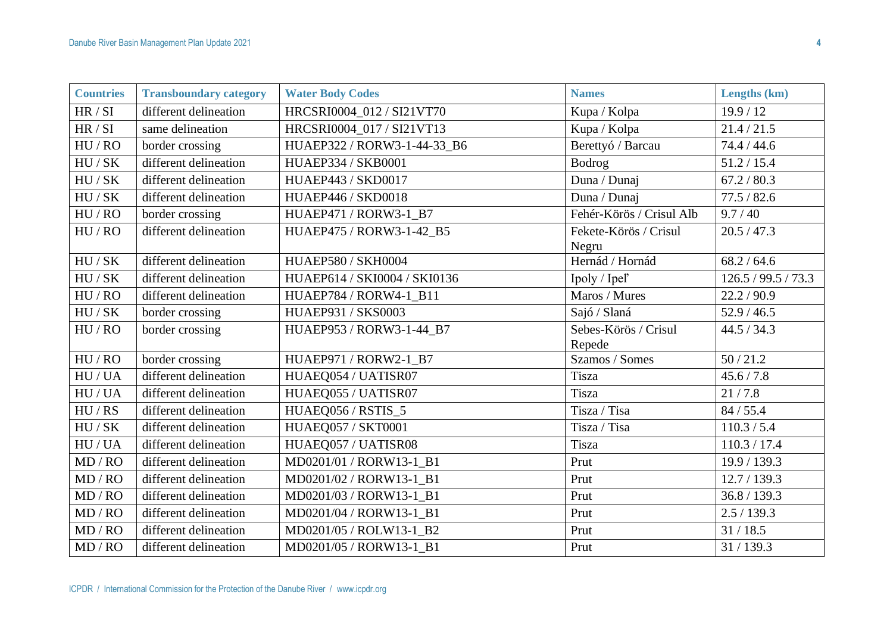| Countries | Transboundary category | Water Body Codes | Names | Lengths (km) |
|---|---|---|---|---|
| HR / SI | different delineation | HRCSRI0004_012 / SI21VT70 | Kupa / Kolpa | 19.9 / 12 |
| HR / SI | same delineation | HRCSRI0004_017 / SI21VT13 | Kupa / Kolpa | 21.4 / 21.5 |
| HU / RO | border crossing | HUAEP322 / RORW3-1-44-33_B6 | Berettyó / Barcau | 74.4 / 44.6 |
| HU / SK | different delineation | HUAEP334 / SKB0001 | Bodrog | 51.2 / 15.4 |
| HU / SK | different delineation | HUAEP443 / SKD0017 | Duna / Dunaj | 67.2 / 80.3 |
| HU / SK | different delineation | HUAEP446 / SKD0018 | Duna / Dunaj | 77.5 / 82.6 |
| HU / RO | border crossing | HUAEP471 / RORW3-1_B7 | Fehér-Körös / Crisul Alb | 9.7 / 40 |
| HU / RO | different delineation | HUAEP475 / RORW3-1-42_B5 | Fekete-Körös / Crisul Negru | 20.5 / 47.3 |
| HU / SK | different delineation | HUAEP580 / SKH0004 | Hernád / Hornád | 68.2 / 64.6 |
| HU / SK | different delineation | HUAEP614 / SKI0004 / SKI0136 | Ipoly / Ipeľ | 126.5 / 99.5 / 73.3 |
| HU / RO | different delineation | HUAEP784 / RORW4-1_B11 | Maros / Mures | 22.2 / 90.9 |
| HU / SK | border crossing | HUAEP931 / SKS0003 | Sajó / Slaná | 52.9 / 46.5 |
| HU / RO | border crossing | HUAEP953 / RORW3-1-44_B7 | Sebes-Körös / Crisul Repede | 44.5 / 34.3 |
| HU / RO | border crossing | HUAEP971 / RORW2-1_B7 | Szamos / Somes | 50 / 21.2 |
| HU / UA | different delineation | HUAEQ054 / UATISR07 | Tisza | 45.6 / 7.8 |
| HU / UA | different delineation | HUAEQ055 / UATISR07 | Tisza | 21 / 7.8 |
| HU / RS | different delineation | HUAEQ056 / RSTIS_5 | Tisza / Tisa | 84 / 55.4 |
| HU / SK | different delineation | HUAEQ057 / SKT0001 | Tisza / Tisa | 110.3 / 5.4 |
| HU / UA | different delineation | HUAEQ057 / UATISR08 | Tisza | 110.3 / 17.4 |
| MD / RO | different delineation | MD0201/01 / RORW13-1_B1 | Prut | 19.9 / 139.3 |
| MD / RO | different delineation | MD0201/02 / RORW13-1_B1 | Prut | 12.7 / 139.3 |
| MD / RO | different delineation | MD0201/03 / RORW13-1_B1 | Prut | 36.8 / 139.3 |
| MD / RO | different delineation | MD0201/04 / RORW13-1_B1 | Prut | 2.5 / 139.3 |
| MD / RO | different delineation | MD0201/05 / ROLW13-1_B2 | Prut | 31 / 18.5 |
| MD / RO | different delineation | MD0201/05 / RORW13-1_B1 | Prut | 31 / 139.3 |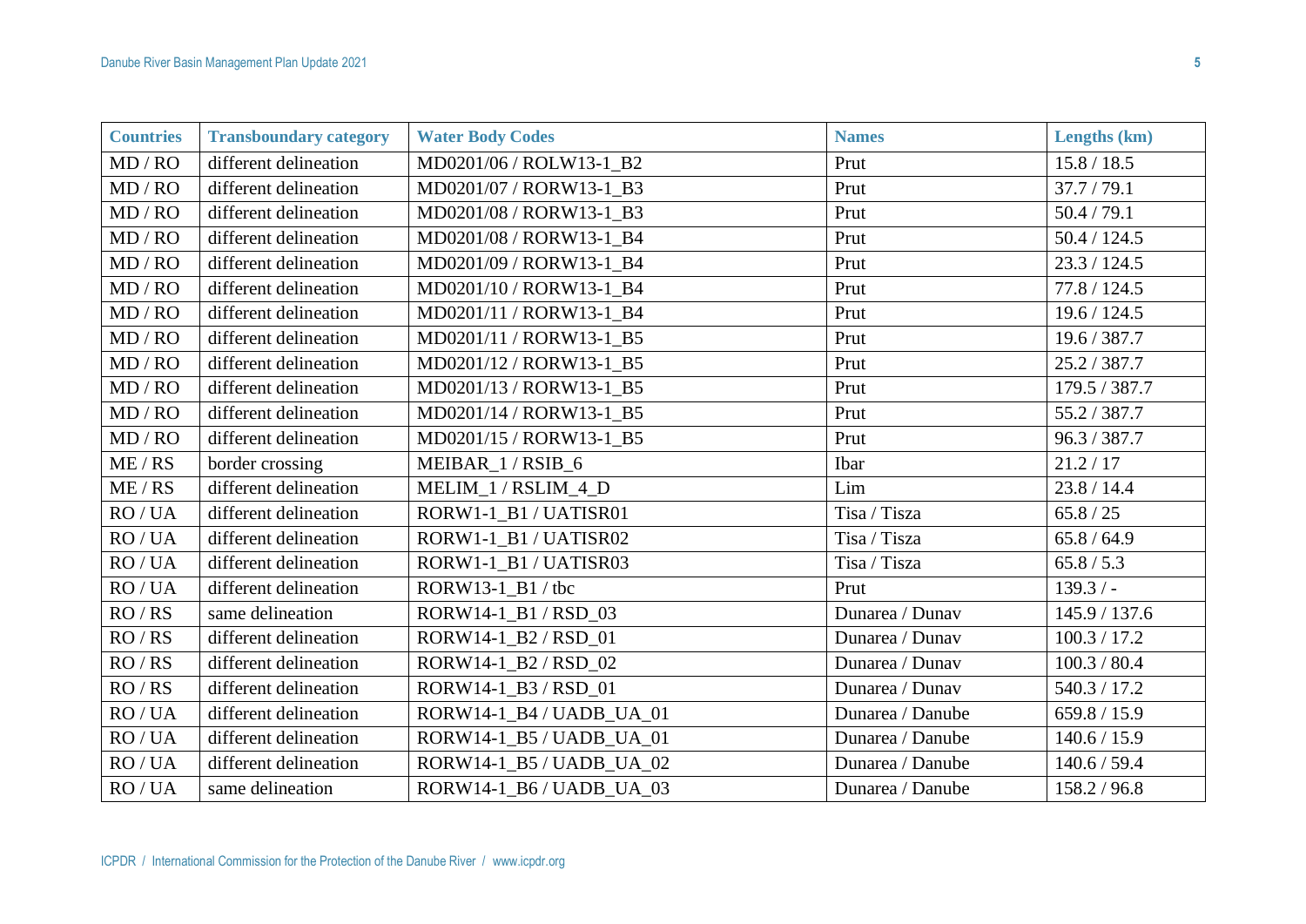| Countries | Transboundary category | Water Body Codes | Names | Lengths (km) |
|---|---|---|---|---|
| MD / RO | different delineation | MD0201/06 / ROLW13-1_B2 | Prut | 15.8 / 18.5 |
| MD / RO | different delineation | MD0201/07 / RORW13-1_B3 | Prut | 37.7 / 79.1 |
| MD / RO | different delineation | MD0201/08 / RORW13-1_B3 | Prut | 50.4 / 79.1 |
| MD / RO | different delineation | MD0201/08 / RORW13-1_B4 | Prut | 50.4 / 124.5 |
| MD / RO | different delineation | MD0201/09 / RORW13-1_B4 | Prut | 23.3 / 124.5 |
| MD / RO | different delineation | MD0201/10 / RORW13-1_B4 | Prut | 77.8 / 124.5 |
| MD / RO | different delineation | MD0201/11 / RORW13-1_B4 | Prut | 19.6 / 124.5 |
| MD / RO | different delineation | MD0201/11 / RORW13-1_B5 | Prut | 19.6 / 387.7 |
| MD / RO | different delineation | MD0201/12 / RORW13-1_B5 | Prut | 25.2 / 387.7 |
| MD / RO | different delineation | MD0201/13 / RORW13-1_B5 | Prut | 179.5 / 387.7 |
| MD / RO | different delineation | MD0201/14 / RORW13-1_B5 | Prut | 55.2 / 387.7 |
| MD / RO | different delineation | MD0201/15 / RORW13-1_B5 | Prut | 96.3 / 387.7 |
| ME / RS | border crossing | MEIBAR_1 / RSIB_6 | Ibar | 21.2 / 17 |
| ME / RS | different delineation | MELIM_1 / RSLIM_4_D | Lim | 23.8 / 14.4 |
| RO / UA | different delineation | RORW1-1_B1 / UATISR01 | Tisa / Tisza | 65.8 / 25 |
| RO / UA | different delineation | RORW1-1_B1 / UATISR02 | Tisa / Tisza | 65.8 / 64.9 |
| RO / UA | different delineation | RORW1-1_B1 / UATISR03 | Tisa / Tisza | 65.8 / 5.3 |
| RO / UA | different delineation | RORW13-1_B1 / tbc | Prut | 139.3 / - |
| RO / RS | same delineation | RORW14-1_B1 / RSD_03 | Dunarea / Dunav | 145.9 / 137.6 |
| RO / RS | different delineation | RORW14-1_B2 / RSD_01 | Dunarea / Dunav | 100.3 / 17.2 |
| RO / RS | different delineation | RORW14-1_B2 / RSD_02 | Dunarea / Dunav | 100.3 / 80.4 |
| RO / RS | different delineation | RORW14-1_B3 / RSD_01 | Dunarea / Dunav | 540.3 / 17.2 |
| RO / UA | different delineation | RORW14-1_B4 / UADB_UA_01 | Dunarea / Danube | 659.8 / 15.9 |
| RO / UA | different delineation | RORW14-1_B5 / UADB_UA_01 | Dunarea / Danube | 140.6 / 15.9 |
| RO / UA | different delineation | RORW14-1_B5 / UADB_UA_02 | Dunarea / Danube | 140.6 / 59.4 |
| RO / UA | same delineation | RORW14-1_B6 / UADB_UA_03 | Dunarea / Danube | 158.2 / 96.8 |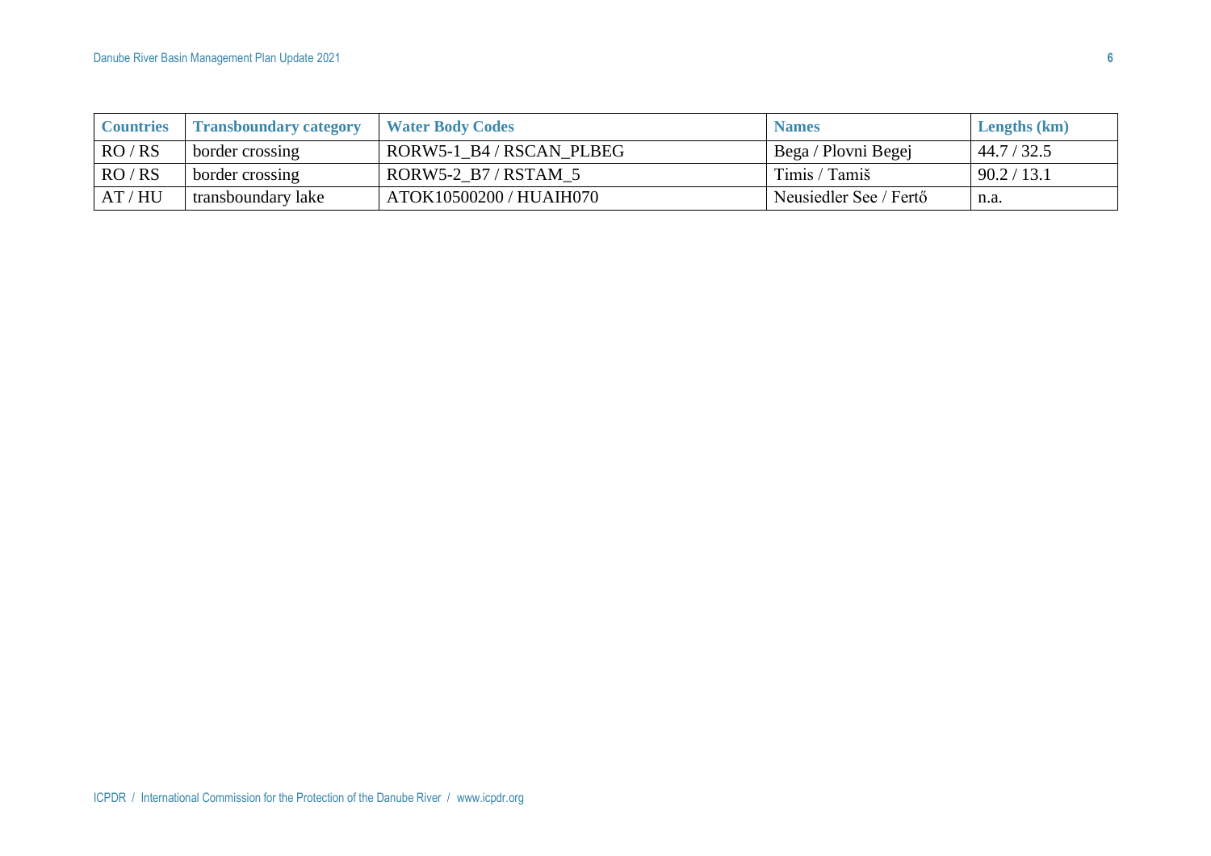| Countries | Transboundary category | Water Body Codes | Names | Lengths (km) |
|---|---|---|---|---|
| RO / RS | border crossing | RORW5-1_B4 / RSCAN_PLBEG | Bega / Plovni Begej | 44.7 / 32.5 |
| RO / RS | border crossing | RORW5-2_B7 / RSTAM_5 | Timis / Tamiš | 90.2 / 13.1 |
| AT / HU | transboundary lake | ATOK10500200 / HUAIH070 | Neusiedler See / Fertő | n.a. |